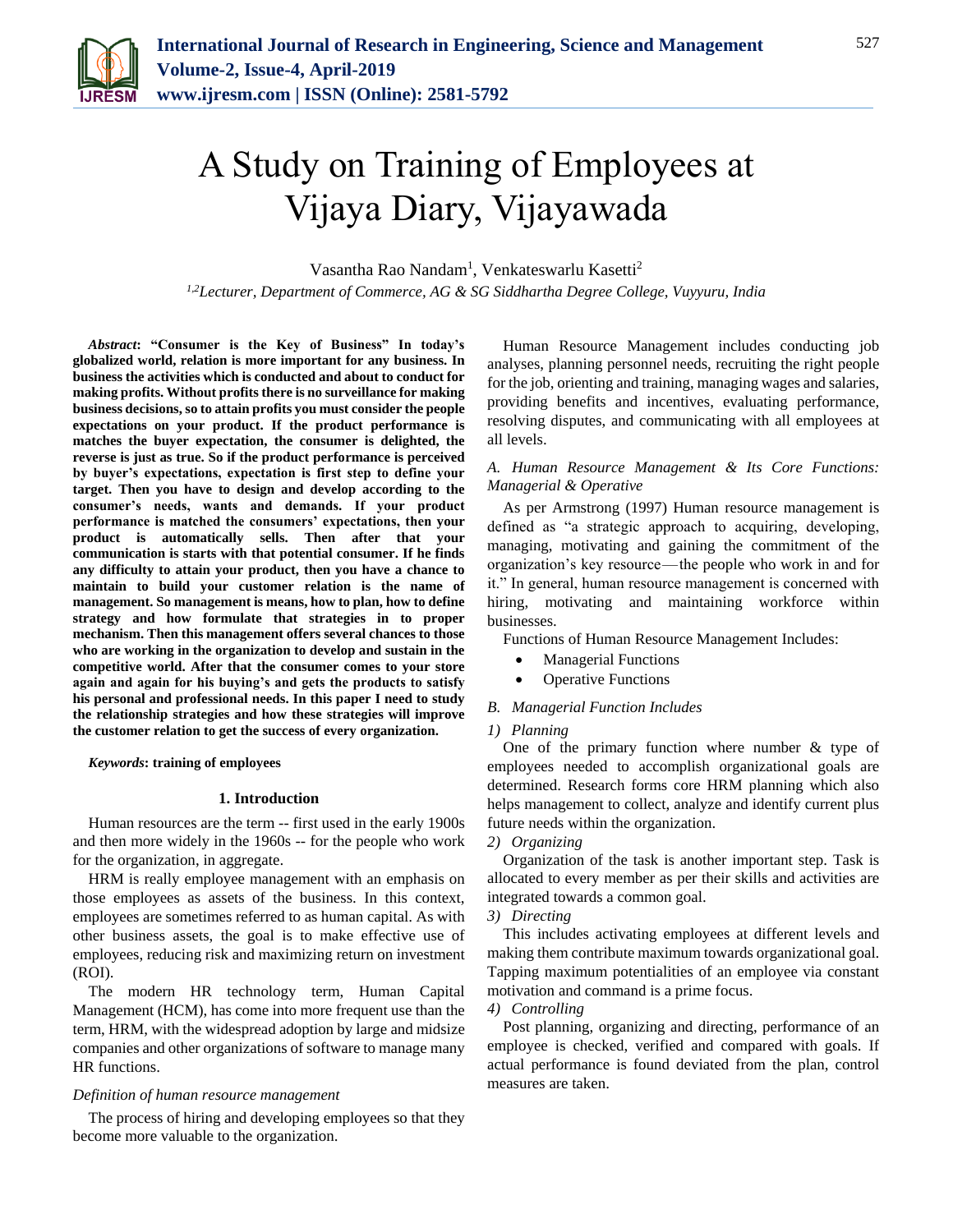# A Study on Training of Employees at Vijaya Diary, Vijayawada

Vasantha Rao Nandam[1], Venkateswarlu Kasetti[2]

[1,2]*Lecturer, Department of Commerce, AG & SG Siddhartha Degree College, Vuyyuru, India*

***Abstract*: "Consumer is the Key of Business" In today's globalized world, relation is more important for any business. In business the activities which is conducted and about to conduct for making profits. Without profits there is no surveillance for making business decisions, so to attain profits you must consider the people expectations on your product. If the product performance is matches the buyer expectation, the consumer is delighted, the reverse is just as true. So if the product performance is perceived by buyer's expectations, expectation is first step to define your target. Then you have to design and develop according to the consumer's needs, wants and demands. If your product performance is matched the consumers' expectations, then your product is automatically sells. Then after that your communication is starts with that potential consumer. If he finds any difficulty to attain your product, then you have a chance to maintain to build your customer relation is the name of management. So management is means, how to plan, how to define strategy and how formulate that strategies in to proper mechanism. Then this management offers several chances to those who are working in the organization to develop and sustain in the competitive world. After that the consumer comes to your store again and again for his buying's and gets the products to satisfy his personal and professional needs. In this paper I need to study the relationship strategies and how these strategies will improve the customer relation to get the success of every organization.**

***Keywords*: training of employees**

## 1. Introduction

Human resources are the term -- first used in the early 1900s and then more widely in the 1960s -- for the people who work for the organization, in aggregate.

HRM is really employee management with an emphasis on those employees as assets of the business. In this context, employees are sometimes referred to as human capital. As with other business assets, the goal is to make effective use of employees, reducing risk and maximizing return on investment (ROI).

The modern HR technology term, Human Capital Management (HCM), has come into more frequent use than the term, HRM, with the widespread adoption by large and midsize companies and other organizations of software to manage many HR functions.

*Definition of human resource management*

The process of hiring and developing employees so that they become more valuable to the organization.

Human Resource Management includes conducting job analyses, planning personnel needs, recruiting the right people for the job, orienting and training, managing wages and salaries, providing benefits and incentives, evaluating performance, resolving disputes, and communicating with all employees at all levels.

### *A. Human Resource Management & Its Core Functions: Managerial & Operative*

As per Armstrong (1997) Human resource management is defined as "a strategic approach to acquiring, developing, managing, motivating and gaining the commitment of the organization's key resource — the people who work in and for it." In general, human resource management is concerned with hiring, motivating and maintaining workforce within businesses.

Functions of Human Resource Management Includes:

- Managerial Functions
- Operative Functions

### *B. Managerial Function Includes*

*1) Planning*

One of the primary function where number & type of employees needed to accomplish organizational goals are determined. Research forms core HRM planning which also helps management to collect, analyze and identify current plus future needs within the organization.

*2) Organizing*

Organization of the task is another important step. Task is allocated to every member as per their skills and activities are integrated towards a common goal.

*3) Directing*

This includes activating employees at different levels and making them contribute maximum towards organizational goal. Tapping maximum potentialities of an employee via constant motivation and command is a prime focus.

*4) Controlling*

Post planning, organizing and directing, performance of an employee is checked, verified and compared with goals. If actual performance is found deviated from the plan, control measures are taken.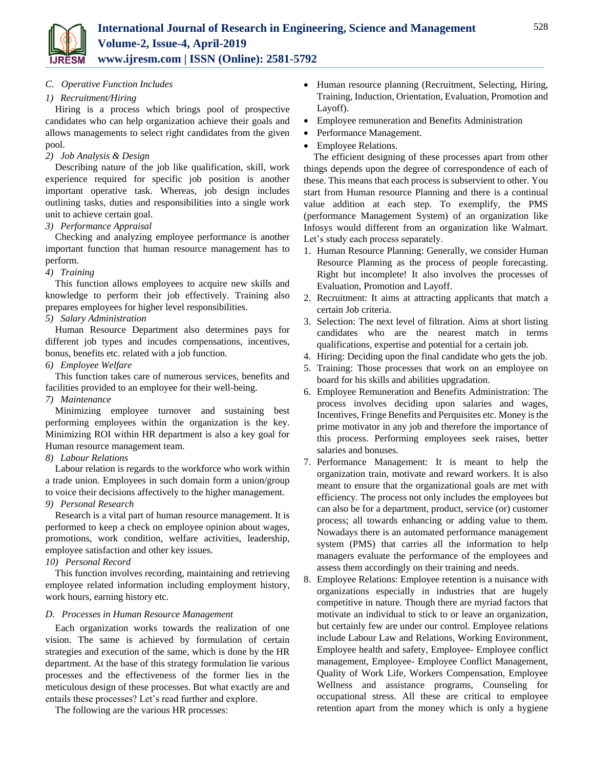### C. *Operative Function Includes*

#### 1) *Recruitment/Hiring*

Hiring is a process which brings pool of prospective candidates who can help organization achieve their goals and allows managements to select right candidates from the given pool.

#### 2) *Job Analysis & Design*

Describing nature of the job like qualification, skill, work experience required for specific job position is another important operative task. Whereas, job design includes outlining tasks, duties and responsibilities into a single work unit to achieve certain goal.

#### 3) *Performance Appraisal*

Checking and analyzing employee performance is another important function that human resource management has to perform.

#### 4) *Training*

This function allows employees to acquire new skills and knowledge to perform their job effectively. Training also prepares employees for higher level responsibilities.

#### 5) *Salary Administration*

Human Resource Department also determines pays for different job types and incudes compensations, incentives, bonus, benefits etc. related with a job function.

#### 6) *Employee Welfare*

This function takes care of numerous services, benefits and facilities provided to an employee for their well-being.

#### 7) *Maintenance*

Minimizing employee turnover and sustaining best performing employees within the organization is the key. Minimizing ROI within HR department is also a key goal for Human resource management team.

#### 8) *Labour Relations*

Labour relation is regards to the workforce who work within a trade union. Employees in such domain form a union/group to voice their decisions affectively to the higher management.

#### 9) *Personal Research*

Research is a vital part of human resource management. It is performed to keep a check on employee opinion about wages, promotions, work condition, welfare activities, leadership, employee satisfaction and other key issues.

#### 10) *Personal Record*

This function involves recording, maintaining and retrieving employee related information including employment history, work hours, earning history etc.

### D. *Processes in Human Resource Management*

Each organization works towards the realization of one vision. The same is achieved by formulation of certain strategies and execution of the same, which is done by the HR department. At the base of this strategy formulation lie various processes and the effectiveness of the former lies in the meticulous design of these processes. But what exactly are and entails these processes? Let's read further and explore.

The following are the various HR processes:

- Human resource planning (Recruitment, Selecting, Hiring, Training, Induction, Orientation, Evaluation, Promotion and Layoff).
- Employee remuneration and Benefits Administration
- Performance Management.
- Employee Relations.

The efficient designing of these processes apart from other things depends upon the degree of correspondence of each of these. This means that each process is subservient to other. You start from Human resource Planning and there is a continual value addition at each step. To exemplify, the PMS (performance Management System) of an organization like Infosys would different from an organization like Walmart. Let's study each process separately.

1. Human Resource Planning: Generally, we consider Human Resource Planning as the process of people forecasting. Right but incomplete! It also involves the processes of Evaluation, Promotion and Layoff.
2. Recruitment: It aims at attracting applicants that match a certain Job criteria.
3. Selection: The next level of filtration. Aims at short listing candidates who are the nearest match in terms qualifications, expertise and potential for a certain job.
4. Hiring: Deciding upon the final candidate who gets the job.
5. Training: Those processes that work on an employee on board for his skills and abilities upgradation.
6. Employee Remuneration and Benefits Administration: The process involves deciding upon salaries and wages, Incentives, Fringe Benefits and Perquisites etc. Money is the prime motivator in any job and therefore the importance of this process. Performing employees seek raises, better salaries and bonuses.
7. Performance Management: It is meant to help the organization train, motivate and reward workers. It is also meant to ensure that the organizational goals are met with efficiency. The process not only includes the employees but can also be for a department, product, service (or) customer process; all towards enhancing or adding value to them. Nowadays there is an automated performance management system (PMS) that carries all the information to help managers evaluate the performance of the employees and assess them accordingly on their training and needs.
8. Employee Relations: Employee retention is a nuisance with organizations especially in industries that are hugely competitive in nature. Though there are myriad factors that motivate an individual to stick to or leave an organization, but certainly few are under our control. Employee relations include Labour Law and Relations, Working Environment, Employee health and safety, Employee- Employee conflict management, Employee- Employee Conflict Management, Quality of Work Life, Workers Compensation, Employee Wellness and assistance programs, Counseling for occupational stress. All these are critical to employee retention apart from the money which is only a hygiene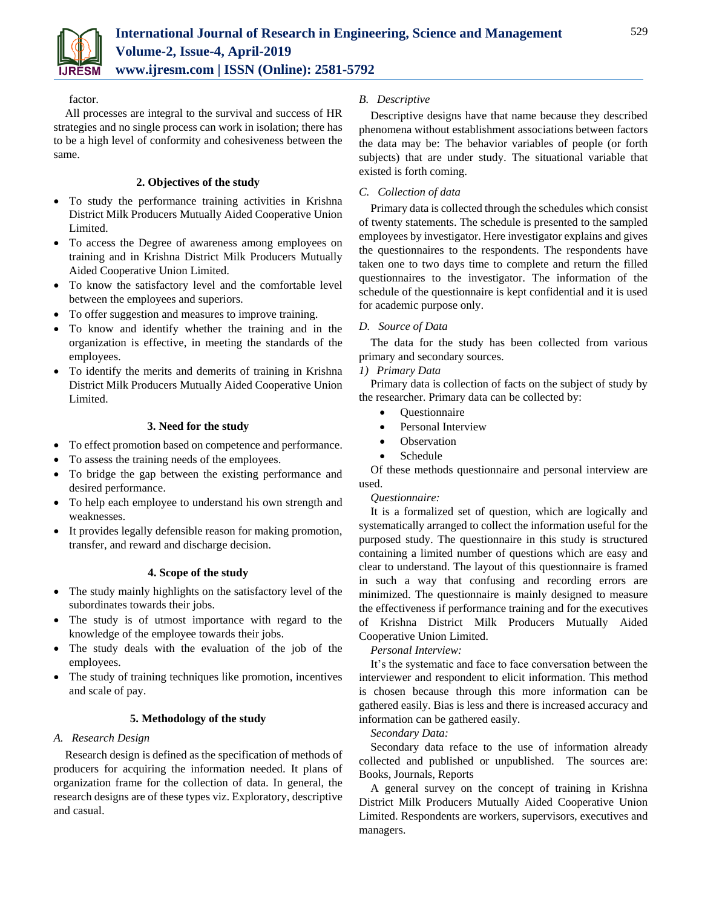factor.

All processes are integral to the survival and success of HR strategies and no single process can work in isolation; there has to be a high level of conformity and cohesiveness between the same.

## 2. Objectives of the study

- To study the performance training activities in Krishna District Milk Producers Mutually Aided Cooperative Union Limited.
- To access the Degree of awareness among employees on training and in Krishna District Milk Producers Mutually Aided Cooperative Union Limited.
- To know the satisfactory level and the comfortable level between the employees and superiors.
- To offer suggestion and measures to improve training.
- To know and identify whether the training and in the organization is effective, in meeting the standards of the employees.
- To identify the merits and demerits of training in Krishna District Milk Producers Mutually Aided Cooperative Union Limited.

## 3. Need for the study

- To effect promotion based on competence and performance.
- To assess the training needs of the employees.
- To bridge the gap between the existing performance and desired performance.
- To help each employee to understand his own strength and weaknesses.
- It provides legally defensible reason for making promotion, transfer, and reward and discharge decision.

## 4. Scope of the study

- The study mainly highlights on the satisfactory level of the subordinates towards their jobs.
- The study is of utmost importance with regard to the knowledge of the employee towards their jobs.
- The study deals with the evaluation of the job of the employees.
- The study of training techniques like promotion, incentives and scale of pay.

## 5. Methodology of the study

### *A. Research Design*

Research design is defined as the specification of methods of producers for acquiring the information needed. It plans of organization frame for the collection of data. In general, the research designs are of these types viz. Exploratory, descriptive and casual.

### *B. Descriptive*

Descriptive designs have that name because they described phenomena without establishment associations between factors the data may be: The behavior variables of people (or forth subjects) that are under study. The situational variable that existed is forth coming.

### *C. Collection of data*

Primary data is collected through the schedules which consist of twenty statements. The schedule is presented to the sampled employees by investigator. Here investigator explains and gives the questionnaires to the respondents. The respondents have taken one to two days time to complete and return the filled questionnaires to the investigator. The information of the schedule of the questionnaire is kept confidential and it is used for academic purpose only.

### *D. Source of Data*

The data for the study has been collected from various primary and secondary sources.

#### *1) Primary Data*

Primary data is collection of facts on the subject of study by the researcher. Primary data can be collected by:

- Questionnaire
- Personal Interview
- Observation
- Schedule

Of these methods questionnaire and personal interview are used.

*Questionnaire:*

It is a formalized set of question, which are logically and systematically arranged to collect the information useful for the purposed study. The questionnaire in this study is structured containing a limited number of questions which are easy and clear to understand. The layout of this questionnaire is framed in such a way that confusing and recording errors are minimized. The questionnaire is mainly designed to measure the effectiveness if performance training and for the executives of Krishna District Milk Producers Mutually Aided Cooperative Union Limited.

*Personal Interview:*

It's the systematic and face to face conversation between the interviewer and respondent to elicit information. This method is chosen because through this more information can be gathered easily. Bias is less and there is increased accuracy and information can be gathered easily.

*Secondary Data:*

Secondary data reface to the use of information already collected and published or unpublished. The sources are: Books, Journals, Reports

A general survey on the concept of training in Krishna District Milk Producers Mutually Aided Cooperative Union Limited. Respondents are workers, supervisors, executives and managers.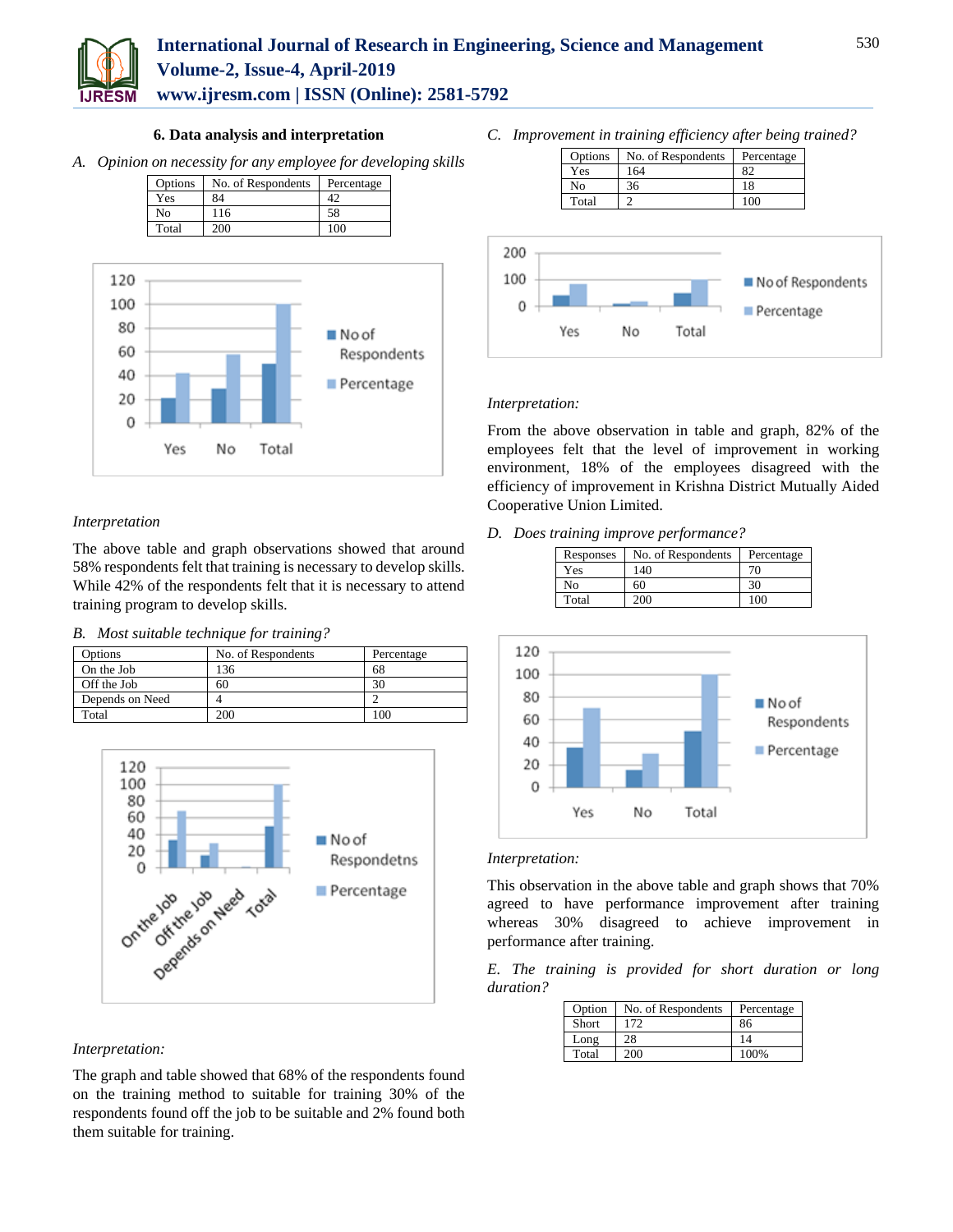## 6. Data analysis and interpretation

*A. Opinion on necessity for any employee for developing skills*

| Options | No. of Respondents | Percentage |
|---|---|---|
| Yes | 84 | 42 |
| No | 116 | 58 |
| Total | 200 | 100 |

*Interpretation*

The above table and graph observations showed that around 58% respondents felt that training is necessary to develop skills. While 42% of the respondents felt that it is necessary to attend training program to develop skills.

*B. Most suitable technique for training?*

| Options | No. of Respondents | Percentage |
|---|---|---|
| On the Job | 136 | 68 |
| Off the Job | 60 | 30 |
| Depends on Need | 4 | 2 |
| Total | 200 | 100 |

*Interpretation:*

The graph and table showed that 68% of the respondents found on the training method to suitable for training 30% of the respondents found off the job to be suitable and 2% found both them suitable for training.

*C. Improvement in training efficiency after being trained?*

| Options | No. of Respondents | Percentage |
|---|---|---|
| Yes | 164 | 82 |
| No | 36 | 18 |
| Total | 2 | 100 |

*Interpretation:*

From the above observation in table and graph, 82% of the employees felt that the level of improvement in working environment, 18% of the employees disagreed with the efficiency of improvement in Krishna District Mutually Aided Cooperative Union Limited.

*D. Does training improve performance?*

| Responses | No. of Respondents | Percentage |
|---|---|---|
| Yes | 140 | 70 |
| No | 60 | 30 |
| Total | 200 | 100 |

*Interpretation:*

This observation in the above table and graph shows that 70% agreed to have performance improvement after training whereas 30% disagreed to achieve improvement in performance after training.

*E. The training is provided for short duration or long duration?*

| Option | No. of Respondents | Percentage |
|---|---|---|
| Short | 172 | 86 |
| Long | 28 | 14 |
| Total | 200 | 100% |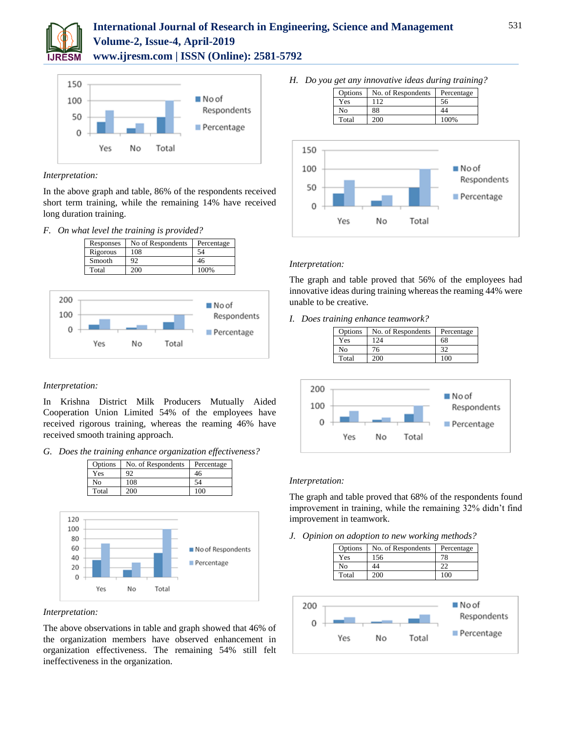*Interpretation:*

In the above graph and table, 86% of the respondents received short term training, while the remaining 14% have received long duration training.

*F. On what level the training is provided?*

| Responses | No of Respondents | Percentage |
|---|---|---|
| Rigorous | 108 | 54 |
| Smooth | 92 | 46 |
| Total | 200 | 100% |

*Interpretation:*

In Krishna District Milk Producers Mutually Aided Cooperation Union Limited 54% of the employees have received rigorous training, whereas the reaming 46% have received smooth training approach.

*G. Does the training enhance organization effectiveness?*

| Options | No. of Respondents | Percentage |
|---|---|---|
| Yes | 92 | 46 |
| No | 108 | 54 |
| Total | 200 | 100 |

*Interpretation:*

The above observations in table and graph showed that 46% of the organization members have observed enhancement in organization effectiveness. The remaining 54% still felt ineffectiveness in the organization.

*H. Do you get any innovative ideas during training?*

| Options | No. of Respondents | Percentage |
|---|---|---|
| Yes | 112 | 56 |
| No | 88 | 44 |
| Total | 200 | 100% |

*Interpretation:*

The graph and table proved that 56% of the employees had innovative ideas during training whereas the reaming 44% were unable to be creative.

*I. Does training enhance teamwork?*

| Options | No. of Respondents | Percentage |
|---|---|---|
| Yes | 124 | 68 |
| No | 76 | 32 |
| Total | 200 | 100 |

*Interpretation:*

The graph and table proved that 68% of the respondents found improvement in training, while the remaining 32% didn't find improvement in teamwork.

*J. Opinion on adoption to new working methods?*

| Options | No. of Respondents | Percentage |
|---|---|---|
| Yes | 156 | 78 |
| No | 44 | 22 |
| Total | 200 | 100 |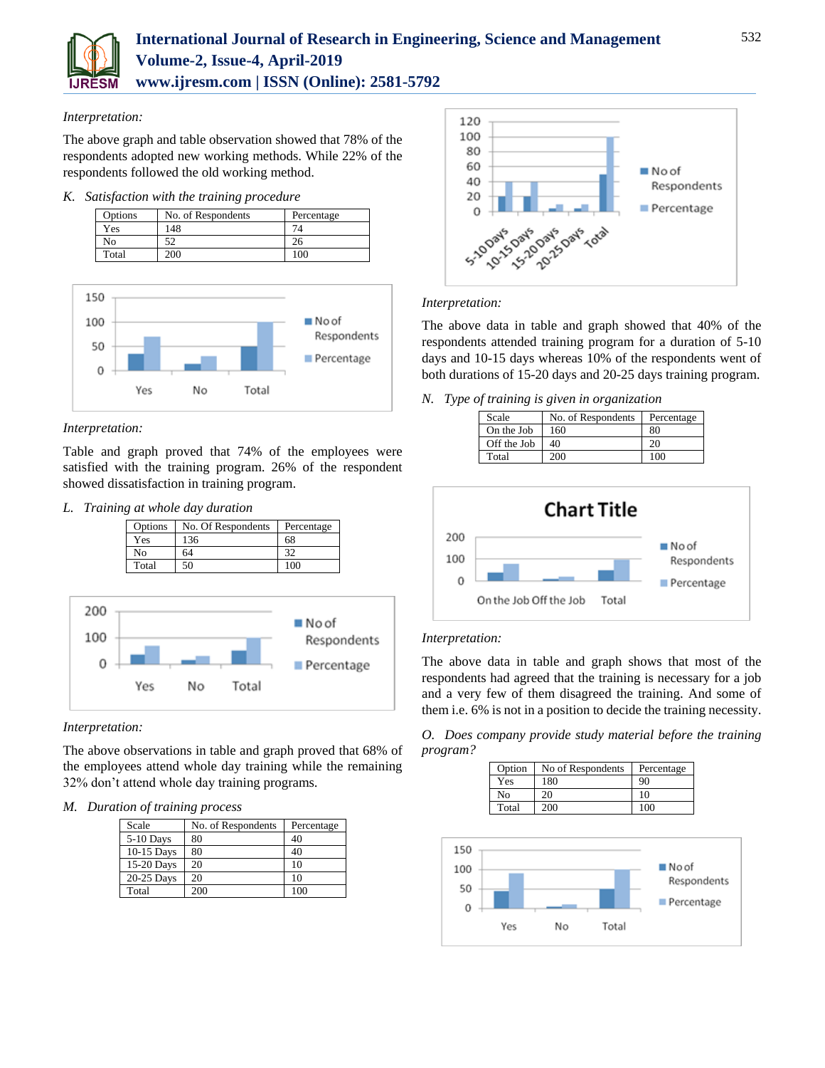*Interpretation:*

The above graph and table observation showed that 78% of the respondents adopted new working methods. While 22% of the respondents followed the old working method.

*K. Satisfaction with the training procedure*

| Options | No. of Respondents | Percentage |
|---|---|---|
| Yes | 148 | 74 |
| No | 52 | 26 |
| Total | 200 | 100 |

*Interpretation:*

Table and graph proved that 74% of the employees were satisfied with the training program. 26% of the respondent showed dissatisfaction in training program.

*L. Training at whole day duration*

| Options | No. Of Respondents | Percentage |
|---|---|---|
| Yes | 136 | 68 |
| No | 64 | 32 |
| Total | 50 | 100 |

*Interpretation:*

The above observations in table and graph proved that 68% of the employees attend whole day training while the remaining 32% don't attend whole day training programs.

*M. Duration of training process*

| Scale | No. of Respondents | Percentage |
|---|---|---|
| 5-10 Days | 80 | 40 |
| 10-15 Days | 80 | 40 |
| 15-20 Days | 20 | 10 |
| 20-25 Days | 20 | 10 |
| Total | 200 | 100 |

*Interpretation:*

The above data in table and graph showed that 40% of the respondents attended training program for a duration of 5-10 days and 10-15 days whereas 10% of the respondents went of both durations of 15-20 days and 20-25 days training program.

*N. Type of training is given in organization*

| Scale | No. of Respondents | Percentage |
|---|---|---|
| On the Job | 160 | 80 |
| Off the Job | 40 | 20 |
| Total | 200 | 100 |

*Interpretation:*

The above data in table and graph shows that most of the respondents had agreed that the training is necessary for a job and a very few of them disagreed the training. And some of them i.e. 6% is not in a position to decide the training necessity.

*O. Does company provide study material before the training program?*

| Option | No of Respondents | Percentage |
|---|---|---|
| Yes | 180 | 90 |
| No | 20 | 10 |
| Total | 200 | 100 |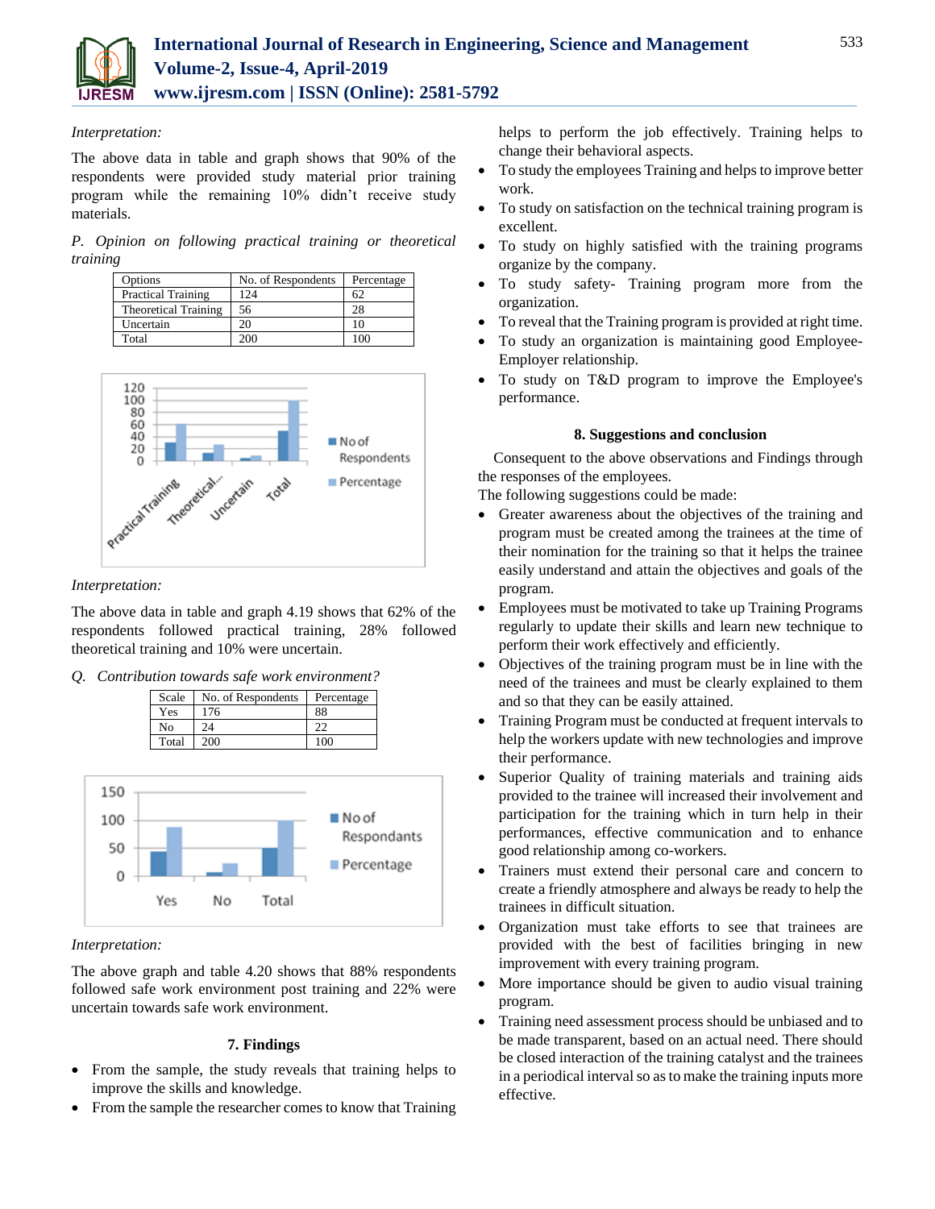*Interpretation:*

The above data in table and graph shows that 90% of the respondents were provided study material prior training program while the remaining 10% didn't receive study materials.

*P. Opinion on following practical training or theoretical training*

| Options | No. of Respondents | Percentage |
|---|---|---|
| Practical Training | 124 | 62 |
| Theoretical Training | 56 | 28 |
| Uncertain | 20 | 10 |
| Total | 200 | 100 |

*Interpretation:*

The above data in table and graph 4.19 shows that 62% of the respondents followed practical training, 28% followed theoretical training and 10% were uncertain.

*Q. Contribution towards safe work environment?*

| Scale | No. of Respondents | Percentage |
|---|---|---|
| Yes | 176 | 88 |
| No | 24 | 22 |
| Total | 200 | 100 |

*Interpretation:*

The above graph and table 4.20 shows that 88% respondents followed safe work environment post training and 22% were uncertain towards safe work environment.

### 7. Findings

- From the sample, the study reveals that training helps to improve the skills and knowledge.
- From the sample the researcher comes to know that Training helps to perform the job effectively. Training helps to change their behavioral aspects.
- To study the employees Training and helps to improve better work.
- To study on satisfaction on the technical training program is excellent.
- To study on highly satisfied with the training programs organize by the company.
- To study safety- Training program more from the organization.
- To reveal that the Training program is provided at right time.
- To study an organization is maintaining good Employee-Employer relationship.
- To study on T&D program to improve the Employee's performance.

### 8. Suggestions and conclusion

Consequent to the above observations and Findings through the responses of the employees.

The following suggestions could be made:

- Greater awareness about the objectives of the training and program must be created among the trainees at the time of their nomination for the training so that it helps the trainee easily understand and attain the objectives and goals of the program.
- Employees must be motivated to take up Training Programs regularly to update their skills and learn new technique to perform their work effectively and efficiently.
- Objectives of the training program must be in line with the need of the trainees and must be clearly explained to them and so that they can be easily attained.
- Training Program must be conducted at frequent intervals to help the workers update with new technologies and improve their performance.
- Superior Quality of training materials and training aids provided to the trainee will increased their involvement and participation for the training which in turn help in their performances, effective communication and to enhance good relationship among co-workers.
- Trainers must extend their personal care and concern to create a friendly atmosphere and always be ready to help the trainees in difficult situation.
- Organization must take efforts to see that trainees are provided with the best of facilities bringing in new improvement with every training program.
- More importance should be given to audio visual training program.
- Training need assessment process should be unbiased and to be made transparent, based on an actual need. There should be closed interaction of the training catalyst and the trainees in a periodical interval so as to make the training inputs more effective.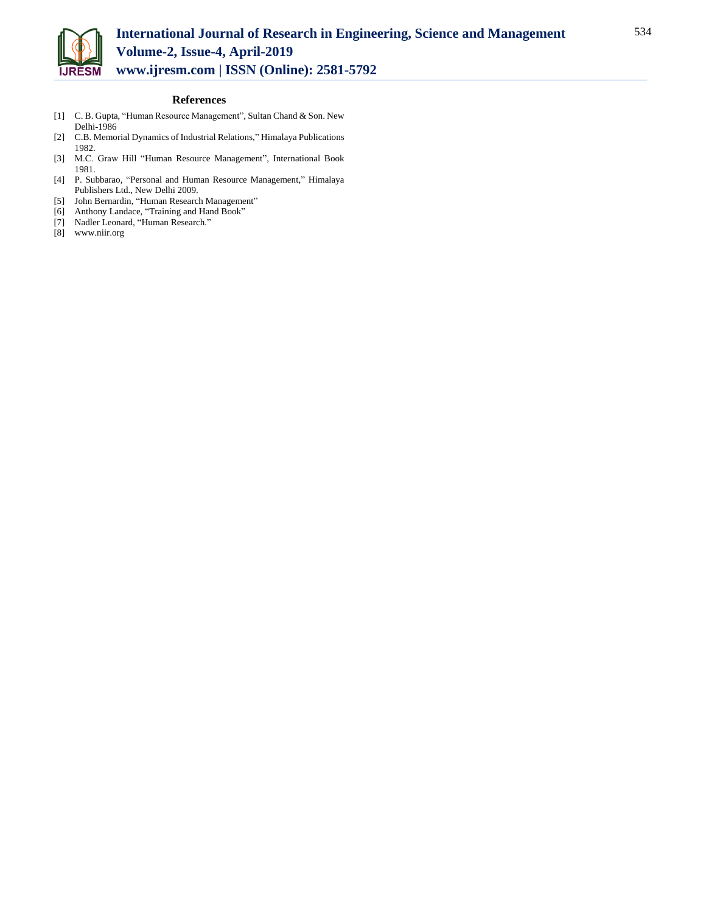## References

[1] C. B. Gupta, "Human Resource Management", Sultan Chand & Son. New Delhi-1986

[2] C.B. Memorial Dynamics of Industrial Relations," Himalaya Publications 1982.

[3] M.C. Graw Hill "Human Resource Management", International Book 1981.

[4] P. Subbarao, "Personal and Human Resource Management," Himalaya Publishers Ltd., New Delhi 2009.

[5] John Bernardin, "Human Research Management"

[6] Anthony Landace, "Training and Hand Book"

[7] Nadler Leonard, "Human Research."

[8] www.niir.org